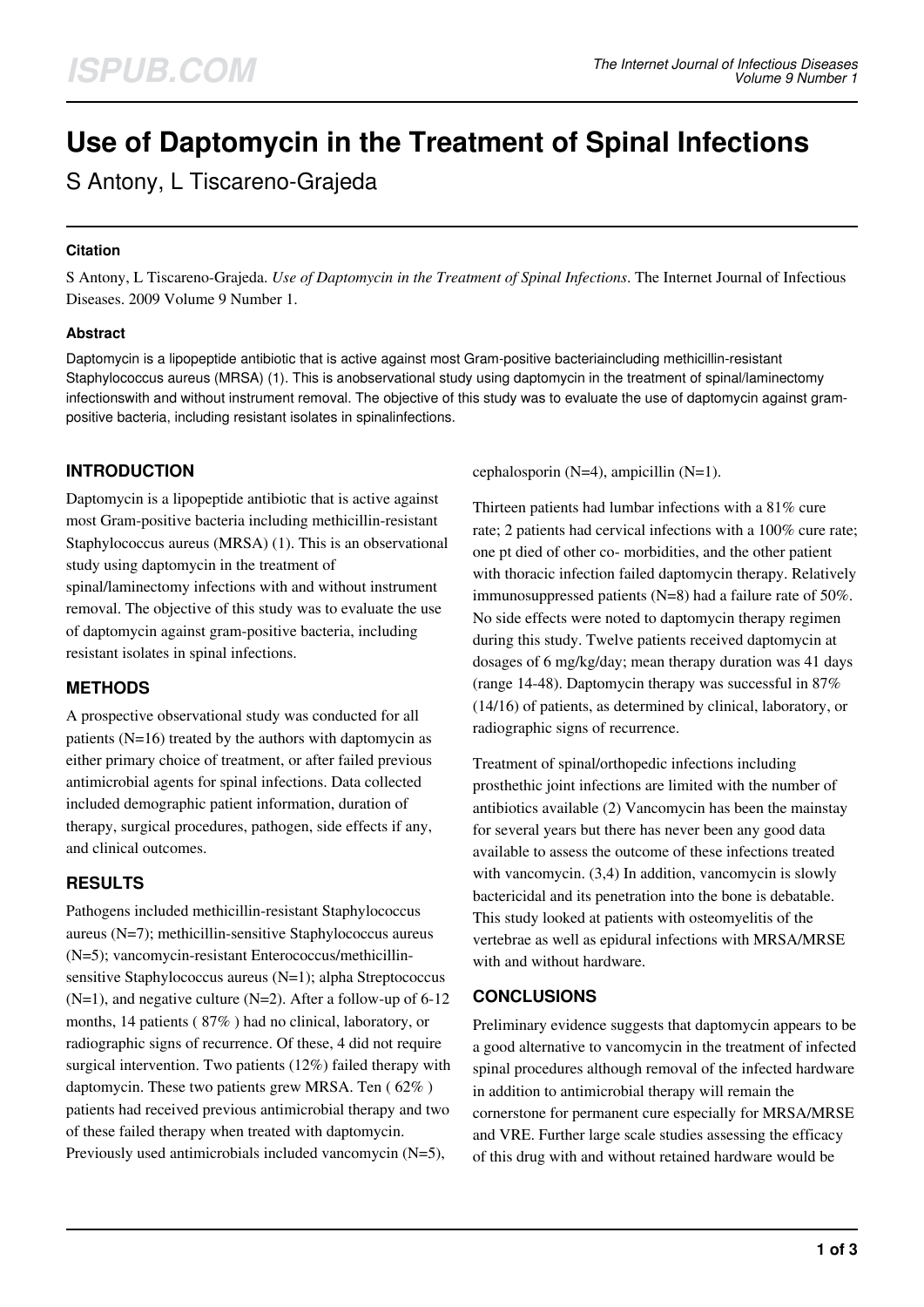# Use of Daptomycin in the Treatment of Spinal Infections

S Antony, L Tiscareno-Grajeda

### Citation

S Antony, L Tiscareno-Grajeda. *Use of Daptomycin in the Treatment of Spinal Infections*. The Internet Journal of Infectious Diseases. 2009 Volume 9 Number 1.

### Abstract

Daptomycin is a lipopeptide antibiotic that is active against most Gram-positive bacteriaincluding methicillin-resistant Staphylococcus aureus (MRSA) (1). This is anobservational study using daptomycin in the treatment of spinal/laminectomy infectionswith and without instrument removal. The objective of this study was to evaluate the use of daptomycin against gram-positive bacteria, including resistant isolates in spinalinfections.

## INTRODUCTION

Daptomycin is a lipopeptide antibiotic that is active against most Gram-positive bacteria including methicillin-resistant Staphylococcus aureus (MRSA) (1). This is an observational study using daptomycin in the treatment of spinal/laminectomy infections with and without instrument removal. The objective of this study was to evaluate the use of daptomycin against gram-positive bacteria, including resistant isolates in spinal infections.

## METHODS

A prospective observational study was conducted for all patients (N=16) treated by the authors with daptomycin as either primary choice of treatment, or after failed previous antimicrobial agents for spinal infections. Data collected included demographic patient information, duration of therapy, surgical procedures, pathogen, side effects if any, and clinical outcomes.

## RESULTS

Pathogens included methicillin-resistant Staphylococcus aureus (N=7); methicillin-sensitive Staphylococcus aureus (N=5); vancomycin-resistant Enterococcus/methicillin-sensitive Staphylococcus aureus (N=1); alpha Streptococcus (N=1), and negative culture (N=2). After a follow-up of 6-12 months, 14 patients ( 87% ) had no clinical, laboratory, or radiographic signs of recurrence. Of these, 4 did not require surgical intervention. Two patients (12%) failed therapy with daptomycin. These two patients grew MRSA. Ten ( 62% ) patients had received previous antimicrobial therapy and two of these failed therapy when treated with daptomycin. Previously used antimicrobials included vancomycin (N=5), cephalosporin (N=4), ampicillin (N=1).

Thirteen patients had lumbar infections with a 81% cure rate; 2 patients had cervical infections with a 100% cure rate; one pt died of other co- morbidities, and the other patient with thoracic infection failed daptomycin therapy. Relatively immunosuppressed patients (N=8) had a failure rate of 50%. No side effects were noted to daptomycin therapy regimen during this study. Twelve patients received daptomycin at dosages of 6 mg/kg/day; mean therapy duration was 41 days (range 14-48). Daptomycin therapy was successful in 87% (14/16) of patients, as determined by clinical, laboratory, or radiographic signs of recurrence.

Treatment of spinal/orthopedic infections including prosthethic joint infections are limited with the number of antibiotics available (2) Vancomycin has been the mainstay for several years but there has never been any good data available to assess the outcome of these infections treated with vancomycin. (3,4) In addition, vancomycin is slowly bactericidal and its penetration into the bone is debatable. This study looked at patients with osteomyelitis of the vertebrae as well as epidural infections with MRSA/MRSE with and without hardware.

## CONCLUSIONS

Preliminary evidence suggests that daptomycin appears to be a good alternative to vancomycin in the treatment of infected spinal procedures although removal of the infected hardware in addition to antimicrobial therapy will remain the cornerstone for permanent cure especially for MRSA/MRSE and VRE. Further large scale studies assessing the efficacy of this drug with and without retained hardware would be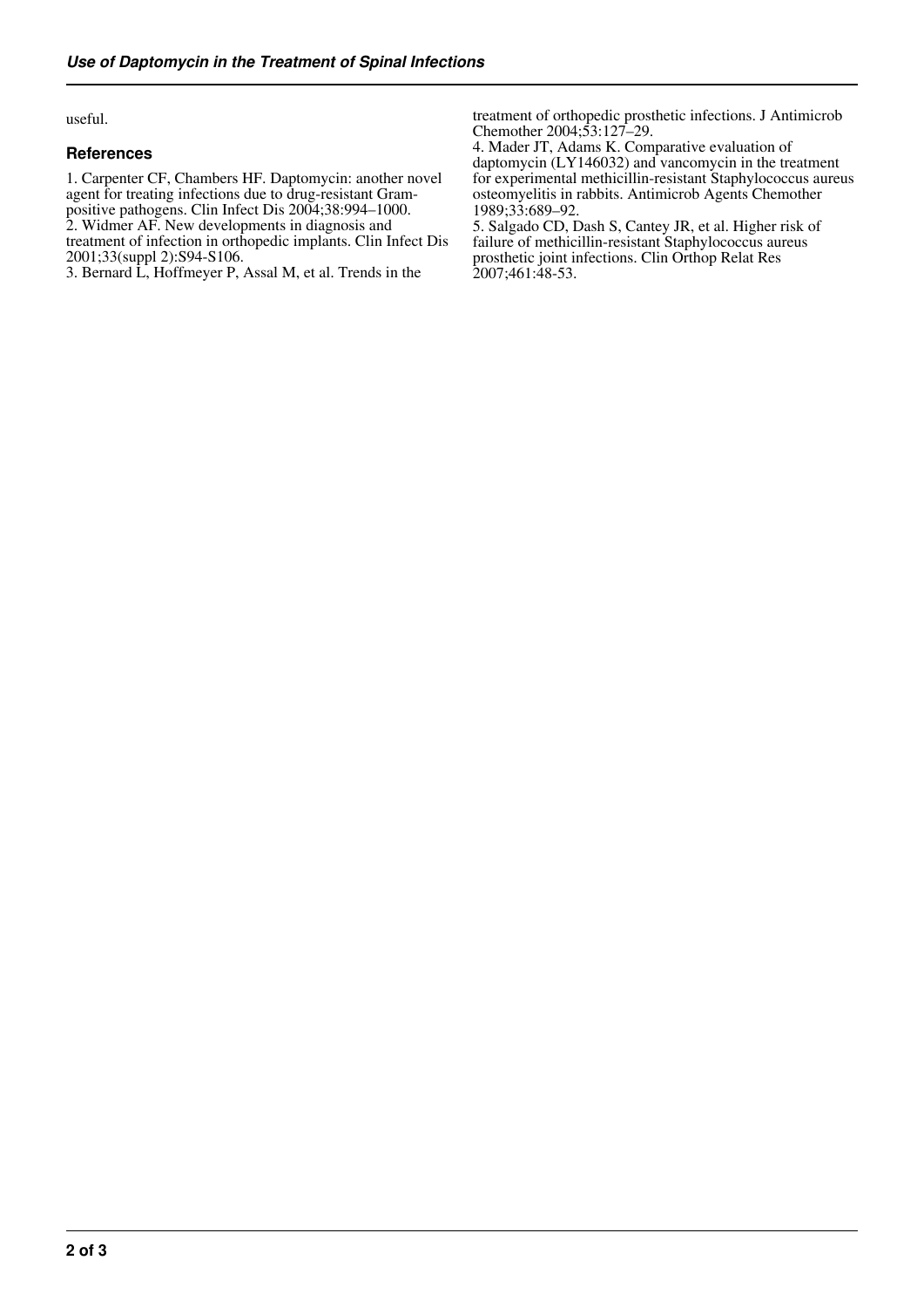useful.

### References

1. Carpenter CF, Chambers HF. Daptomycin: another novel agent for treating infections due to drug-resistant Gram-positive pathogens. Clin Infect Dis 2004;38:994–1000.
2. Widmer AF. New developments in diagnosis and treatment of infection in orthopedic implants. Clin Infect Dis 2001;33(suppl 2):S94-S106.
3. Bernard L, Hoffmeyer P, Assal M, et al. Trends in the treatment of orthopedic prosthetic infections. J Antimicrob Chemother 2004;53:127–29.
4. Mader JT, Adams K. Comparative evaluation of daptomycin (LY146032) and vancomycin in the treatment for experimental methicillin-resistant Staphylococcus aureus osteomyelitis in rabbits. Antimicrob Agents Chemother 1989;33:689–92.
5. Salgado CD, Dash S, Cantey JR, et al. Higher risk of failure of methicillin-resistant Staphylococcus aureus prosthetic joint infections. Clin Orthop Relat Res 2007;461:48-53.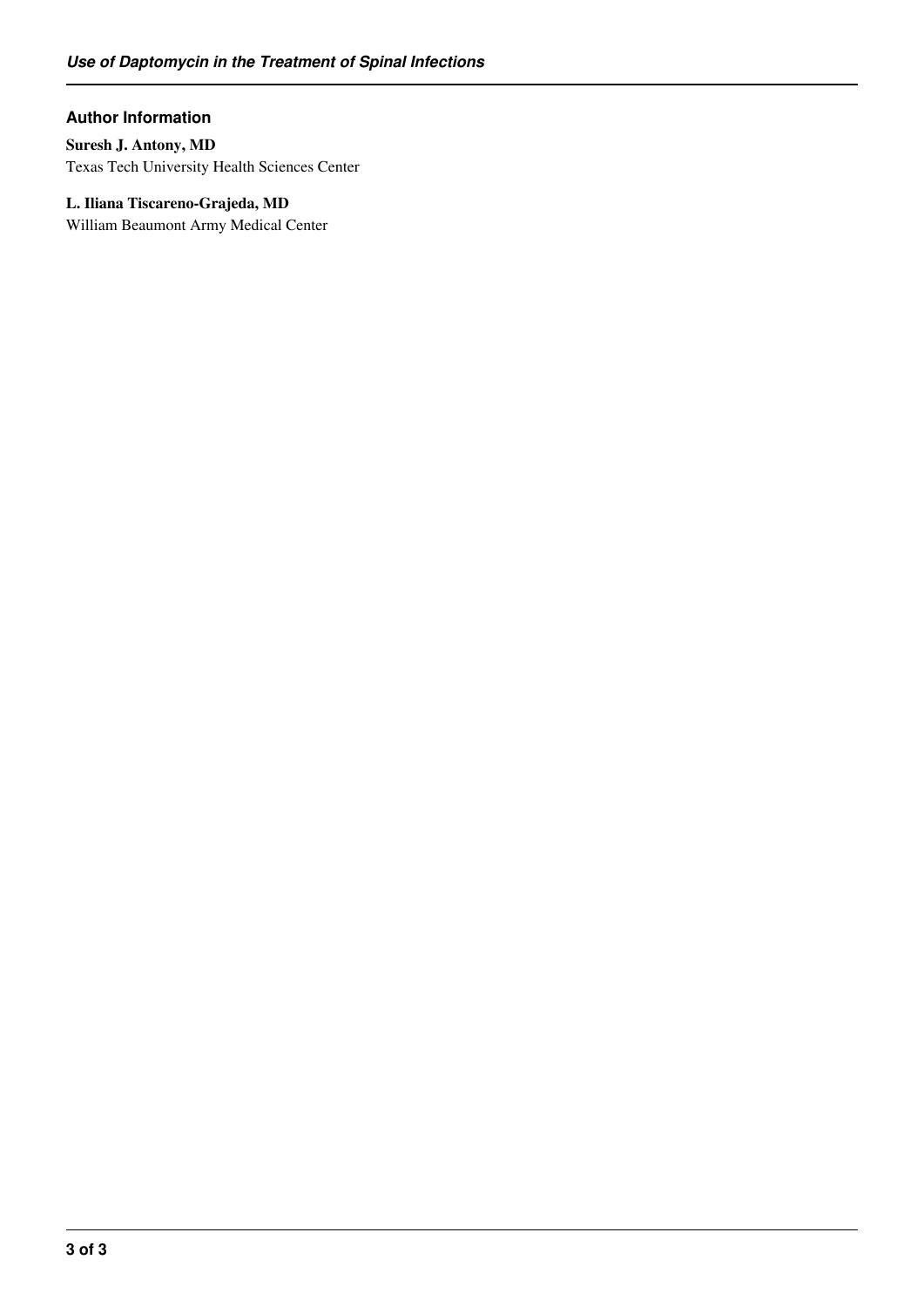### Author Information

**Suresh J. Antony, MD**
Texas Tech University Health Sciences Center

**L. Iliana Tiscareno-Grajeda, MD**
William Beaumont Army Medical Center